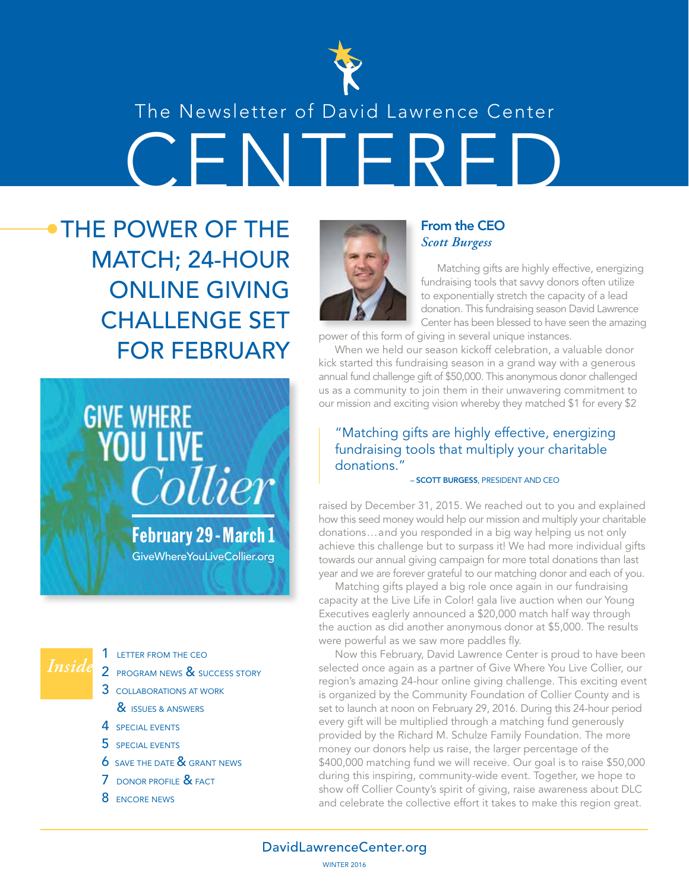The Newsletter of David Lawrence Center

# CENTERED

## THE POWER OF THE MATCH; 24-HOUR ONLINE GIVING CHALLENGE SET FOR FEBRUARY

GIVE WHERE YOU LIVE *Collier*

**February 29 - March 1**

GiveWhereYouLiveCollier.org

### *Inside*

1. LETTER FROM THE CEO
2. PROGRAM NEWS & SUCCESS STORY
3. COLLABORATIONS AT WORK & ISSUES & ANSWERS
4. SPECIAL EVENTS
5. SPECIAL EVENTS
6. SAVE THE DATE & GRANT NEWS
7. DONOR PROFILE & FACT
8. ENCORE NEWS

## From the CEO
*Scott Burgess*

Matching gifts are highly effective, energizing fundraising tools that savvy donors often utilize to exponentially stretch the capacity of a lead donation. This fundraising season David Lawrence Center has been blessed to have seen the amazing power of this form of giving in several unique instances.

When we held our season kickoff celebration, a valuable donor kick started this fundraising season in a grand way with a generous annual fund challenge gift of $50,000. This anonymous donor challenged us as a community to join them in their unwavering commitment to our mission and exciting vision whereby they matched $1 for every $2 raised by December 31, 2015. We reached out to you and explained how this seed money would help our mission and multiply your charitable donations…and you responded in a big way helping us not only achieve this challenge but to surpass it! We had more individual gifts towards our annual giving campaign for more total donations than last year and we are forever grateful to our matching donor and each of you.

> "Matching gifts are highly effective, energizing fundraising tools that multiply your charitable donations."
>
> – **SCOTT BURGESS**, PRESIDENT AND CEO

Matching gifts played a big role once again in our fundraising capacity at the Live Life in Color! gala live auction when our Young Executives eaglerly announced a $20,000 match half way through the auction as did another anonymous donor at $5,000. The results were powerful as we saw more paddles fly.

Now this February, David Lawrence Center is proud to have been selected once again as a partner of Give Where You Live Collier, our region's amazing 24-hour online giving challenge. This exciting event is organized by the Community Foundation of Collier County and is set to launch at noon on February 29, 2016. During this 24-hour period every gift will be multiplied through a matching fund generously provided by the Richard M. Schulze Family Foundation. The more money our donors help us raise, the larger percentage of the $400,000 matching fund we will receive. Our goal is to raise $50,000 during this inspiring, community-wide event. Together, we hope to show off Collier County's spirit of giving, raise awareness about DLC and celebrate the collective effort it takes to make this region great.

DavidLawrenceCenter.org

WINTER 2016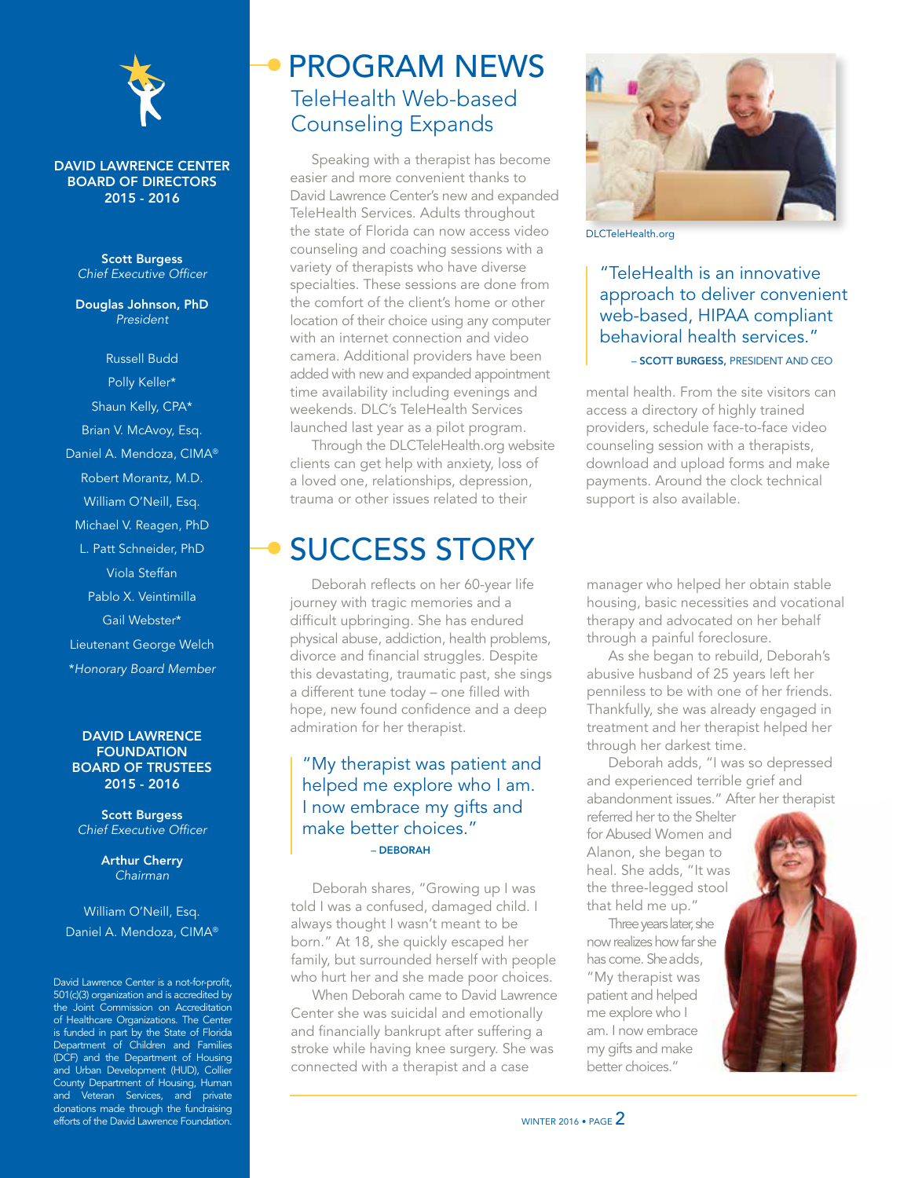**DAVID LAWRENCE CENTER BOARD OF DIRECTORS 2015 - 2016**

**Scott Burgess**
*Chief Executive Officer*

**Douglas Johnson, PhD**
*President*

Russell Budd
Polly Keller*
Shaun Kelly, CPA*
Brian V. McAvoy, Esq.
Daniel A. Mendoza, CIMA®
Robert Morantz, M.D.
William O'Neill, Esq.
Michael V. Reagen, PhD
L. Patt Schneider, PhD
Viola Steffan
Pablo X. Veintimilla
Gail Webster*
Lieutenant George Welch
*\*Honorary Board Member*

**DAVID LAWRENCE FOUNDATION BOARD OF TRUSTEES 2015 - 2016**

**Scott Burgess**
*Chief Executive Officer*

**Arthur Cherry**
*Chairman*

William O'Neill, Esq.
Daniel A. Mendoza, CIMA®

David Lawrence Center is a not-for-profit, 501(c)(3) organization and is accredited by the Joint Commission on Accreditation of Healthcare Organizations. The Center is funded in part by the State of Florida Department of Children and Families (DCF) and the Department of Housing and Urban Development (HUD), Collier County Department of Housing, Human and Veteran Services, and private donations made through the fundraising efforts of the David Lawrence Foundation.

# PROGRAM NEWS

## TeleHealth Web-based Counseling Expands

Speaking with a therapist has become easier and more convenient thanks to David Lawrence Center's new and expanded TeleHealth Services. Adults throughout the state of Florida can now access video counseling and coaching sessions with a variety of therapists who have diverse specialties. These sessions are done from the comfort of the client's home or other location of their choice using any computer with an internet connection and video camera. Additional providers have been added with new and expanded appointment time availability including evenings and weekends. DLC's TeleHealth Services launched last year as a pilot program.

Through the DLCTeleHealth.org website clients can get help with anxiety, loss of a loved one, relationships, depression, trauma or other issues related to their mental health. From the site visitors can access a directory of highly trained providers, schedule face-to-face video counseling session with a therapists, download and upload forms and make payments. Around the clock technical support is also available.

DLCTeleHealth.org

> "TeleHealth is an innovative approach to deliver convenient web-based, HIPAA compliant behavioral health services."
> – **SCOTT BURGESS**, PRESIDENT AND CEO

# SUCCESS STORY

Deborah reflects on her 60-year life journey with tragic memories and a difficult upbringing. She has endured physical abuse, addiction, health problems, divorce and financial struggles. Despite this devastating, traumatic past, she sings a different tune today – one filled with hope, new found confidence and a deep admiration for her therapist.

> "My therapist was patient and helped me explore who I am. I now embrace my gifts and make better choices."
> – **DEBORAH**

Deborah shares, "Growing up I was told I was a confused, damaged child. I always thought I wasn't meant to be born." At 18, she quickly escaped her family, but surrounded herself with people who hurt her and she made poor choices.

When Deborah came to David Lawrence Center she was suicidal and emotionally and financially bankrupt after suffering a stroke while having knee surgery. She was connected with a therapist and a case manager who helped her obtain stable housing, basic necessities and vocational therapy and advocated on her behalf through a painful foreclosure.

As she began to rebuild, Deborah's abusive husband of 25 years left her penniless to be with one of her friends. Thankfully, she was already engaged in treatment and her therapist helped her through her darkest time.

Deborah adds, "I was so depressed and experienced terrible grief and abandonment issues." After her therapist referred her to the Shelter for Abused Women and Alanon, she began to heal. She adds, "It was the three-legged stool that held me up."

Three years later, she now realizes how far she has come. She adds, "My therapist was patient and helped me explore who I am. I now embrace my gifts and make better choices."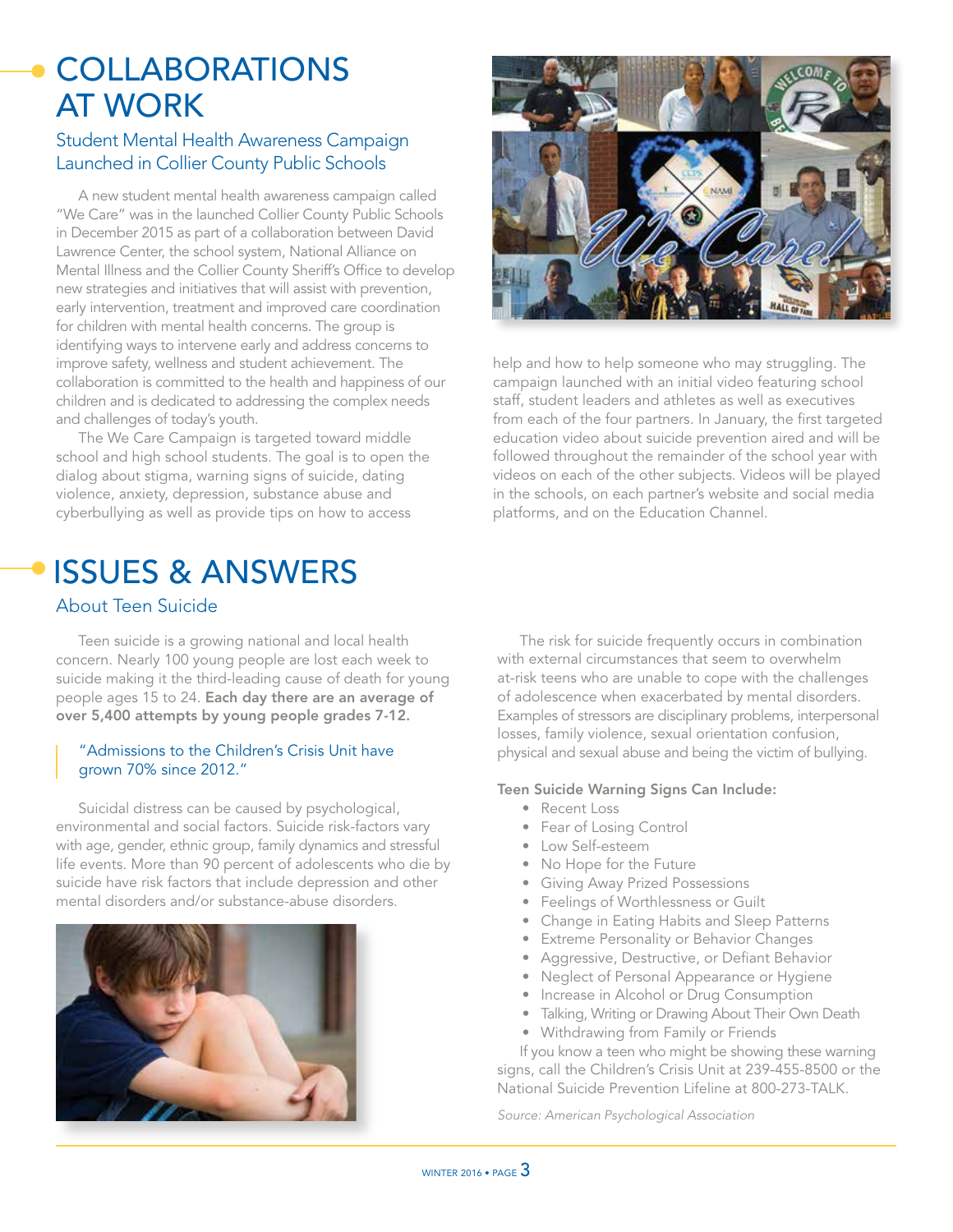# COLLABORATIONS AT WORK

## Student Mental Health Awareness Campaign Launched in Collier County Public Schools

A new student mental health awareness campaign called "We Care" was in the launched Collier County Public Schools in December 2015 as part of a collaboration between David Lawrence Center, the school system, National Alliance on Mental Illness and the Collier County Sheriff's Office to develop new strategies and initiatives that will assist with prevention, early intervention, treatment and improved care coordination for children with mental health concerns. The group is identifying ways to intervene early and address concerns to improve safety, wellness and student achievement. The collaboration is committed to the health and happiness of our children and is dedicated to addressing the complex needs and challenges of today's youth.

The We Care Campaign is targeted toward middle school and high school students. The goal is to open the dialog about stigma, warning signs of suicide, dating violence, anxiety, depression, substance abuse and cyberbullying as well as provide tips on how to access help and how to help someone who may struggling. The campaign launched with an initial video featuring school staff, student leaders and athletes as well as executives from each of the four partners. In January, the first targeted education video about suicide prevention aired and will be followed throughout the remainder of the school year with videos on each of the other subjects. Videos will be played in the schools, on each partner's website and social media platforms, and on the Education Channel.

# ISSUES & ANSWERS

## About Teen Suicide

Teen suicide is a growing national and local health concern. Nearly 100 young people are lost each week to suicide making it the third-leading cause of death for young people ages 15 to 24. **Each day there are an average of over 5,400 attempts by young people grades 7-12.**

> "Admissions to the Children's Crisis Unit have grown 70% since 2012."

Suicidal distress can be caused by psychological, environmental and social factors. Suicide risk-factors vary with age, gender, ethnic group, family dynamics and stressful life events. More than 90 percent of adolescents who die by suicide have risk factors that include depression and other mental disorders and/or substance-abuse disorders.

The risk for suicide frequently occurs in combination with external circumstances that seem to overwhelm at-risk teens who are unable to cope with the challenges of adolescence when exacerbated by mental disorders. Examples of stressors are disciplinary problems, interpersonal losses, family violence, sexual orientation confusion, physical and sexual abuse and being the victim of bullying.

**Teen Suicide Warning Signs Can Include:**

- Recent Loss
- Fear of Losing Control
- Low Self-esteem
- No Hope for the Future
- Giving Away Prized Possessions
- Feelings of Worthlessness or Guilt
- Change in Eating Habits and Sleep Patterns
- Extreme Personality or Behavior Changes
- Aggressive, Destructive, or Defiant Behavior
- Neglect of Personal Appearance or Hygiene
- Increase in Alcohol or Drug Consumption
- Talking, Writing or Drawing About Their Own Death
- Withdrawing from Family or Friends

If you know a teen who might be showing these warning signs, call the Children's Crisis Unit at 239-455-8500 or the National Suicide Prevention Lifeline at 800-273-TALK.

*Source: American Psychological Association*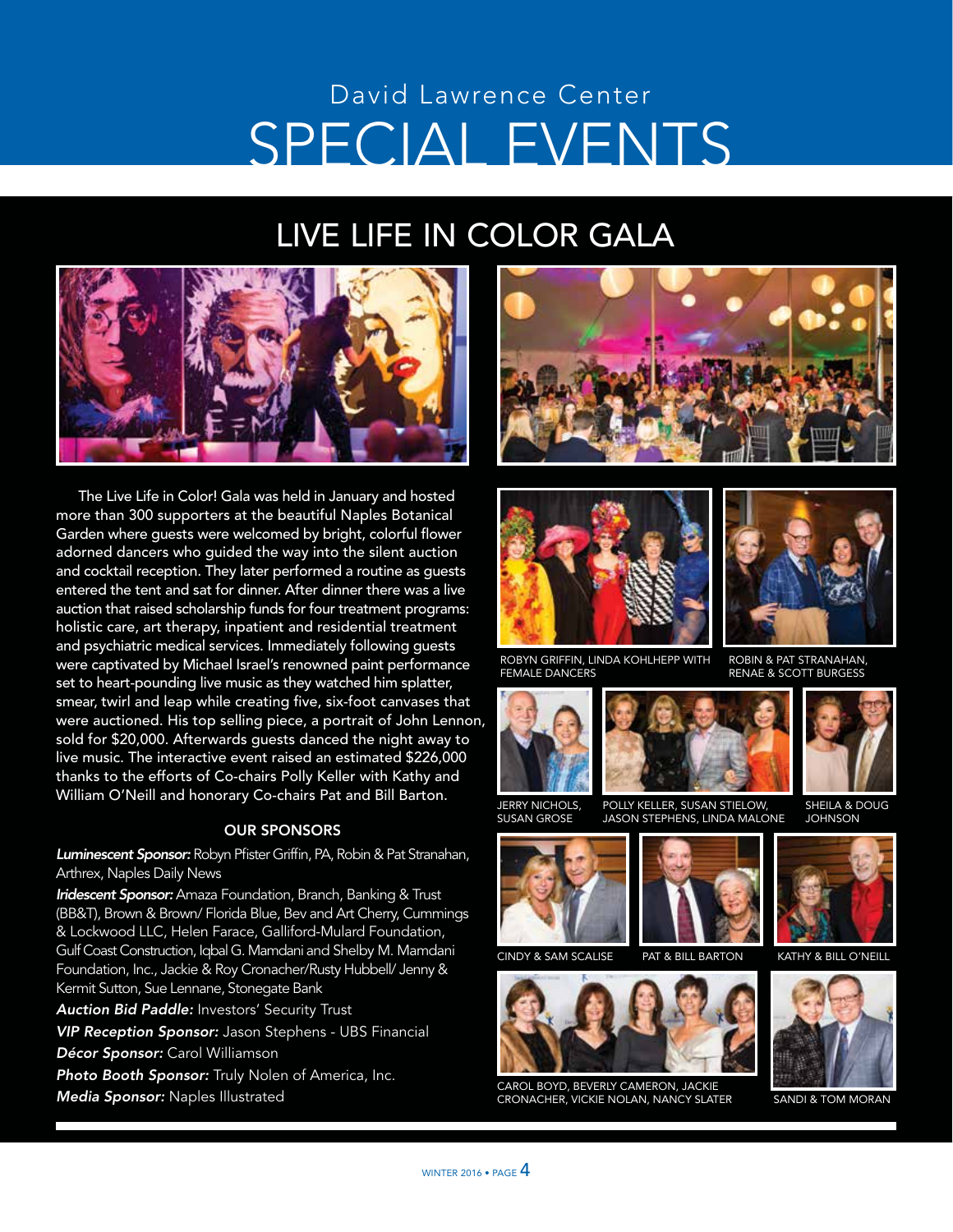# David Lawrence Center
# SPECIAL EVENTS

## LIVE LIFE IN COLOR GALA

The Live Life in Color! Gala was held in January and hosted more than 300 supporters at the beautiful Naples Botanical Garden where guests were welcomed by bright, colorful flower adorned dancers who guided the way into the silent auction and cocktail reception. They later performed a routine as guests entered the tent and sat for dinner. After dinner there was a live auction that raised scholarship funds for four treatment programs: holistic care, art therapy, inpatient and residential treatment and psychiatric medical services. Immediately following guests were captivated by Michael Israel's renowned paint performance set to heart-pounding live music as they watched him splatter, smear, twirl and leap while creating five, six-foot canvases that were auctioned. His top selling piece, a portrait of John Lennon, sold for $20,000. Afterwards guests danced the night away to live music. The interactive event raised an estimated $226,000 thanks to the efforts of Co-chairs Polly Keller with Kathy and William O'Neill and honorary Co-chairs Pat and Bill Barton.

### OUR SPONSORS

***Luminescent Sponsor:*** Robyn Pfister Griffin, PA, Robin & Pat Stranahan, Arthrex, Naples Daily News

***Iridescent Sponsor:*** Amaza Foundation, Branch, Banking & Trust (BB&T), Brown & Brown/ Florida Blue, Bev and Art Cherry, Cummings & Lockwood LLC, Helen Farace, Galliford-Mulard Foundation, Gulf Coast Construction, Iqbal G. Mamdani and Shelby M. Mamdani Foundation, Inc., Jackie & Roy Cronacher/Rusty Hubbell/ Jenny & Kermit Sutton, Sue Lennane, Stonegate Bank

***Auction Bid Paddle:*** Investors' Security Trust

***VIP Reception Sponsor:*** Jason Stephens - UBS Financial

***Décor Sponsor:*** Carol Williamson

***Photo Booth Sponsor:*** Truly Nolen of America, Inc.

***Media Sponsor:*** Naples Illustrated

ROBYN GRIFFIN, LINDA KOHLHEPP WITH FEMALE DANCERS

ROBIN & PAT STRANAHAN, RENAE & SCOTT BURGESS

JERRY NICHOLS, SUSAN GROSE

POLLY KELLER, SUSAN STIELOW, JASON STEPHENS, LINDA MALONE

SHEILA & DOUG JOHNSON

CINDY & SAM SCALISE

PAT & BILL BARTON

KATHY & BILL O'NEILL

CAROL BOYD, BEVERLY CAMERON, JACKIE CRONACHER, VICKIE NOLAN, NANCY SLATER

SANDI & TOM MORAN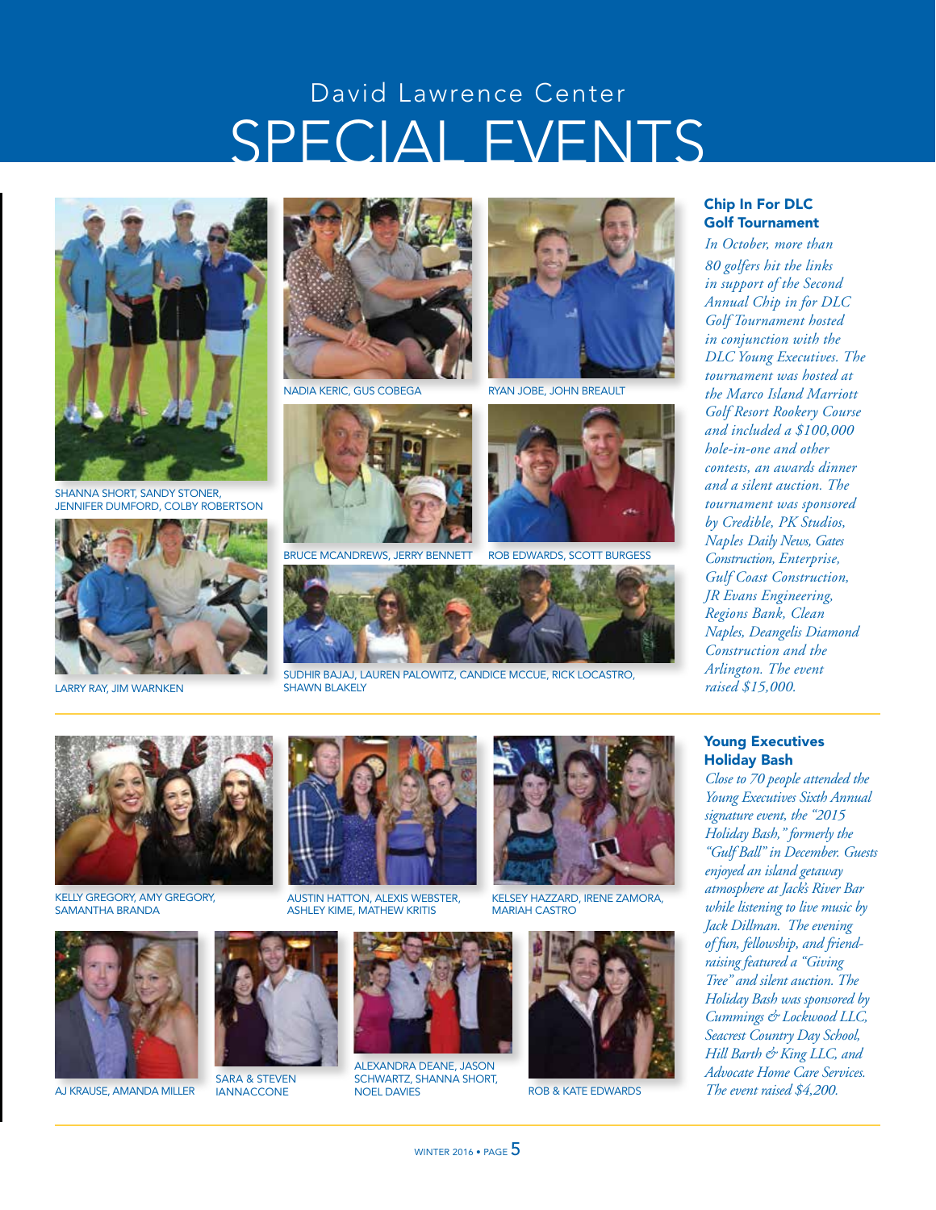# David Lawrence Center
# SPECIAL EVENTS

SHANNA SHORT, SANDY STONER, JENNIFER DUMFORD, COLBY ROBERTSON

NADIA KERIC, GUS COBEGA

RYAN JOBE, JOHN BREAULT

BRUCE MCANDREWS, JERRY BENNETT

ROB EDWARDS, SCOTT BURGESS

LARRY RAY, JIM WARNKEN

SUDHIR BAJAJ, LAUREN PALOWITZ, CANDICE MCCUE, RICK LOCASTRO, SHAWN BLAKELY

## Chip In For DLC Golf Tournament

*In October, more than 80 golfers hit the links in support of the Second Annual Chip in for DLC Golf Tournament hosted in conjunction with the DLC Young Executives. The tournament was hosted at the Marco Island Marriott Golf Resort Rookery Course and included a $100,000 hole-in-one and other contests, an awards dinner and a silent auction. The tournament was sponsored by Credible, PK Studios, Naples Daily News, Gates Construction, Enterprise, Gulf Coast Construction, JR Evans Engineering, Regions Bank, Clean Naples, Deangelis Diamond Construction and the Arlington. The event raised $15,000.*

KELLY GREGORY, AMY GREGORY, SAMANTHA BRANDA

AUSTIN HATTON, ALEXIS WEBSTER, ASHLEY KIME, MATHEW KRITIS

KELSEY HAZZARD, IRENE ZAMORA, MARIAH CASTRO

AJ KRAUSE, AMANDA MILLER

SARA & STEVEN IANNACCONE

ALEXANDRA DEANE, JASON SCHWARTZ, SHANNA SHORT, NOEL DAVIES

ROB & KATE EDWARDS

## Young Executives Holiday Bash

*Close to 70 people attended the Young Executives Sixth Annual signature event, the "2015 Holiday Bash," formerly the "Gulf Ball" in December. Guests enjoyed an island getaway atmosphere at Jack's River Bar while listening to live music by Jack Dillman. The evening of fun, fellowship, and friend-raising featured a "Giving Tree" and silent auction. The Holiday Bash was sponsored by Cummings & Lockwood LLC, Seacrest Country Day School, Hill Barth & King LLC, and Advocate Home Care Services. The event raised $4,200.*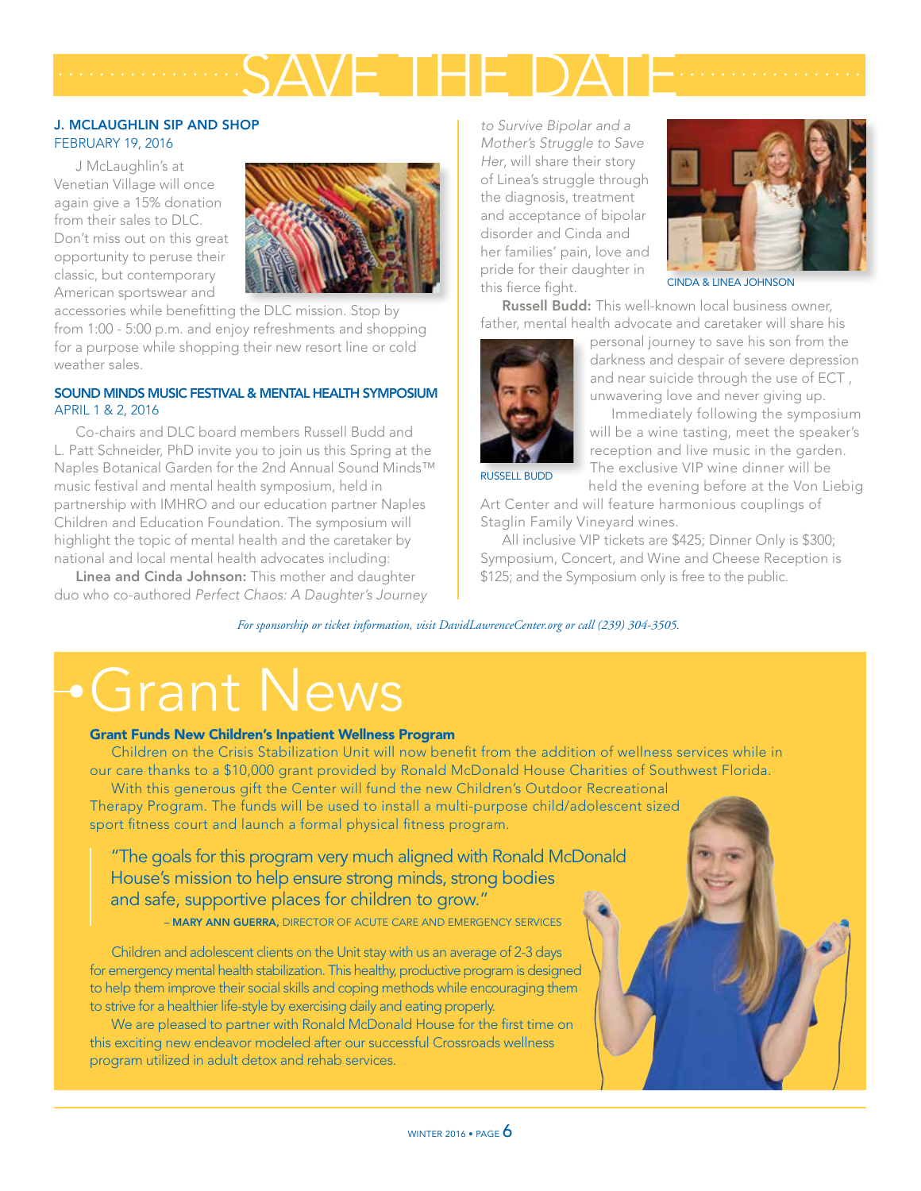# SAVE THE DATE

### J. MCLAUGHLIN SIP AND SHOP
FEBRUARY 19, 2016

J McLaughlin's at Venetian Village will once again give a 15% donation from their sales to DLC. Don't miss out on this great opportunity to peruse their classic, but contemporary American sportswear and accessories while benefitting the DLC mission. Stop by from 1:00 - 5:00 p.m. and enjoy refreshments and shopping for a purpose while shopping their new resort line or cold weather sales.

### SOUND MINDS MUSIC FESTIVAL & MENTAL HEALTH SYMPOSIUM
APRIL 1 & 2, 2016

Co-chairs and DLC board members Russell Budd and L. Patt Schneider, PhD invite you to join us this Spring at the Naples Botanical Garden for the 2nd Annual Sound Minds™ music festival and mental health symposium, held in partnership with IMHRO and our education partner Naples Children and Education Foundation. The symposium will highlight the topic of mental health and the caretaker by national and local mental health advocates including:

**Linea and Cinda Johnson:** This mother and daughter duo who co-authored *Perfect Chaos: A Daughter's Journey to Survive Bipolar and a Mother's Struggle to Save Her*, will share their story of Linea's struggle through the diagnosis, treatment and acceptance of bipolar disorder and Cinda and her families' pain, love and pride for their daughter in this fierce fight.

CINDA & LINEA JOHNSON

**Russell Budd:** This well-known local business owner, father, mental health advocate and caretaker will share his personal journey to save his son from the darkness and despair of severe depression and near suicide through the use of ECT , unwavering love and never giving up.

RUSSELL BUDD

Immediately following the symposium will be a wine tasting, meet the speaker's reception and live music in the garden. The exclusive VIP wine dinner will be held the evening before at the Von Liebig Art Center and will feature harmonious couplings of Staglin Family Vineyard wines.

All inclusive VIP tickets are $425; Dinner Only is $300; Symposium, Concert, and Wine and Cheese Reception is $125; and the Symposium only is free to the public.

*For sponsorship or ticket information, visit DavidLawrenceCenter.org or call (239) 304-3505.*

# Grant News

### Grant Funds New Children's Inpatient Wellness Program

Children on the Crisis Stabilization Unit will now benefit from the addition of wellness services while in our care thanks to a $10,000 grant provided by Ronald McDonald House Charities of Southwest Florida.

With this generous gift the Center will fund the new Children's Outdoor Recreational Therapy Program. The funds will be used to install a multi-purpose child/adolescent sized sport fitness court and launch a formal physical fitness program.

> "The goals for this program very much aligned with Ronald McDonald House's mission to help ensure strong minds, strong bodies and safe, supportive places for children to grow."
>
> – **MARY ANN GUERRA,** DIRECTOR OF ACUTE CARE AND EMERGENCY SERVICES

Children and adolescent clients on the Unit stay with us an average of 2-3 days for emergency mental health stabilization. This healthy, productive program is designed to help them improve their social skills and coping methods while encouraging them to strive for a healthier life-style by exercising daily and eating properly.

We are pleased to partner with Ronald McDonald House for the first time on this exciting new endeavor modeled after our successful Crossroads wellness program utilized in adult detox and rehab services.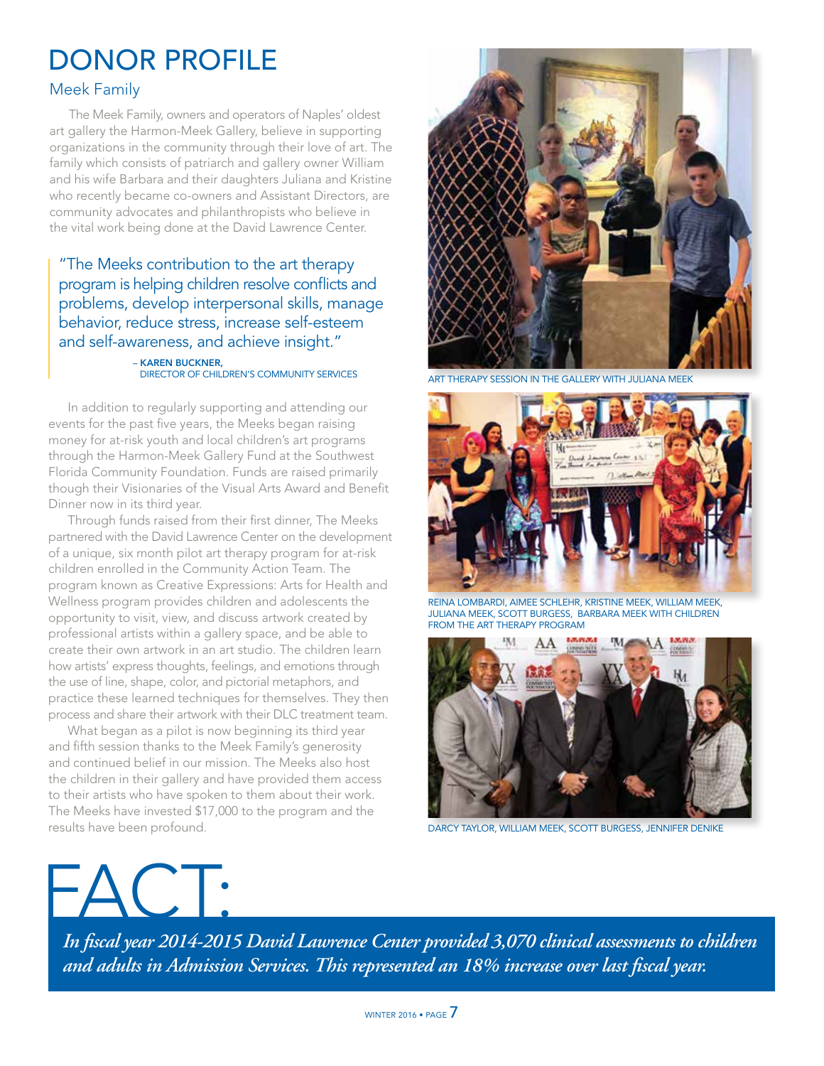# DONOR PROFILE

## Meek Family

The Meek Family, owners and operators of Naples' oldest art gallery the Harmon-Meek Gallery, believe in supporting organizations in the community through their love of art. The family which consists of patriarch and gallery owner William and his wife Barbara and their daughters Juliana and Kristine who recently became co-owners and Assistant Directors, are community advocates and philanthropists who believe in the vital work being done at the David Lawrence Center.

> "The Meeks contribution to the art therapy program is helping children resolve conflicts and problems, develop interpersonal skills, manage behavior, reduce stress, increase self-esteem and self-awareness, and achieve insight."
>
> – **KAREN BUCKNER,** DIRECTOR OF CHILDREN'S COMMUNITY SERVICES

In addition to regularly supporting and attending our events for the past five years, the Meeks began raising money for at-risk youth and local children's art programs through the Harmon-Meek Gallery Fund at the Southwest Florida Community Foundation. Funds are raised primarily though their Visionaries of the Visual Arts Award and Benefit Dinner now in its third year.

Through funds raised from their first dinner, The Meeks partnered with the David Lawrence Center on the development of a unique, six month pilot art therapy program for at-risk children enrolled in the Community Action Team. The program known as Creative Expressions: Arts for Health and Wellness program provides children and adolescents the opportunity to visit, view, and discuss artwork created by professional artists within a gallery space, and be able to create their own artwork in an art studio. The children learn how artists' express thoughts, feelings, and emotions through the use of line, shape, color, and pictorial metaphors, and practice these learned techniques for themselves. They then process and share their artwork with their DLC treatment team.

What began as a pilot is now beginning its third year and fifth session thanks to the Meek Family's generosity and continued belief in our mission. The Meeks also host the children in their gallery and have provided them access to their artists who have spoken to them about their work. The Meeks have invested $17,000 to the program and the results have been profound.

ART THERAPY SESSION IN THE GALLERY WITH JULIANA MEEK

REINA LOMBARDI, AIMEE SCHLEHR, KRISTINE MEEK, WILLIAM MEEK, JULIANA MEEK, SCOTT BURGESS, BARBARA MEEK WITH CHILDREN FROM THE ART THERAPY PROGRAM

DARCY TAYLOR, WILLIAM MEEK, SCOTT BURGESS, JENNIFER DENIKE

# FACT:

*In fiscal year 2014-2015 David Lawrence Center provided 3,070 clinical assessments to children and adults in Admission Services. This represented an 18% increase over last fiscal year.*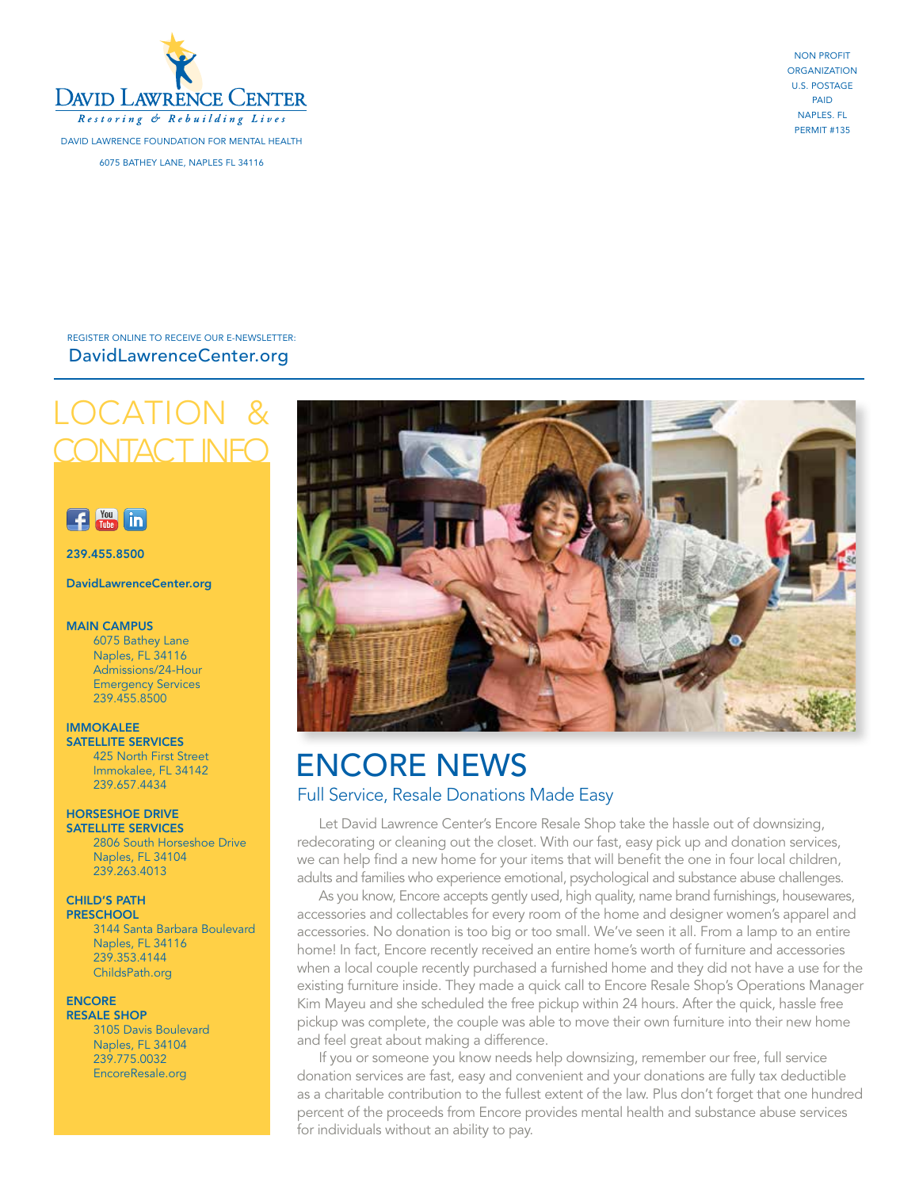DAVID LAWRENCE CENTER

*Restoring & Rebuilding Lives*

DAVID LAWRENCE FOUNDATION FOR MENTAL HEALTH

6075 BATHEY LANE, NAPLES FL 34116

NON PROFIT ORGANIZATION
U.S. POSTAGE
PAID
NAPLES. FL
PERMIT #135

REGISTER ONLINE TO RECEIVE OUR E-NEWSLETTER:
DavidLawrenceCenter.org

## LOCATION & CONTACT INFO

**239.455.8500**

**DavidLawrenceCenter.org**

**MAIN CAMPUS**
6075 Bathey Lane
Naples, FL 34116
Admissions/24-Hour Emergency Services
239.455.8500

**IMMOKALEE SATELLITE SERVICES**
425 North First Street
Immokalee, FL 34142
239.657.4434

**HORSESHOE DRIVE SATELLITE SERVICES**
2806 South Horseshoe Drive
Naples, FL 34104
239.263.4013

**CHILD'S PATH PRESCHOOL**
3144 Santa Barbara Boulevard
Naples, FL 34116
239.353.4144
ChildsPath.org

**ENCORE RESALE SHOP**
3105 Davis Boulevard
Naples, FL 34104
239.775.0032
EncoreResale.org

# ENCORE NEWS

### Full Service, Resale Donations Made Easy

Let David Lawrence Center's Encore Resale Shop take the hassle out of downsizing, redecorating or cleaning out the closet. With our fast, easy pick up and donation services, we can help find a new home for your items that will benefit the one in four local children, adults and families who experience emotional, psychological and substance abuse challenges.

As you know, Encore accepts gently used, high quality, name brand furnishings, housewares, accessories and collectables for every room of the home and designer women's apparel and accessories. No donation is too big or too small. We've seen it all. From a lamp to an entire home! In fact, Encore recently received an entire home's worth of furniture and accessories when a local couple recently purchased a furnished home and they did not have a use for the existing furniture inside. They made a quick call to Encore Resale Shop's Operations Manager Kim Mayeu and she scheduled the free pickup within 24 hours. After the quick, hassle free pickup was complete, the couple was able to move their own furniture into their new home and feel great about making a difference.

If you or someone you know needs help downsizing, remember our free, full service donation services are fast, easy and convenient and your donations are fully tax deductible as a charitable contribution to the fullest extent of the law. Plus don't forget that one hundred percent of the proceeds from Encore provides mental health and substance abuse services for individuals without an ability to pay.